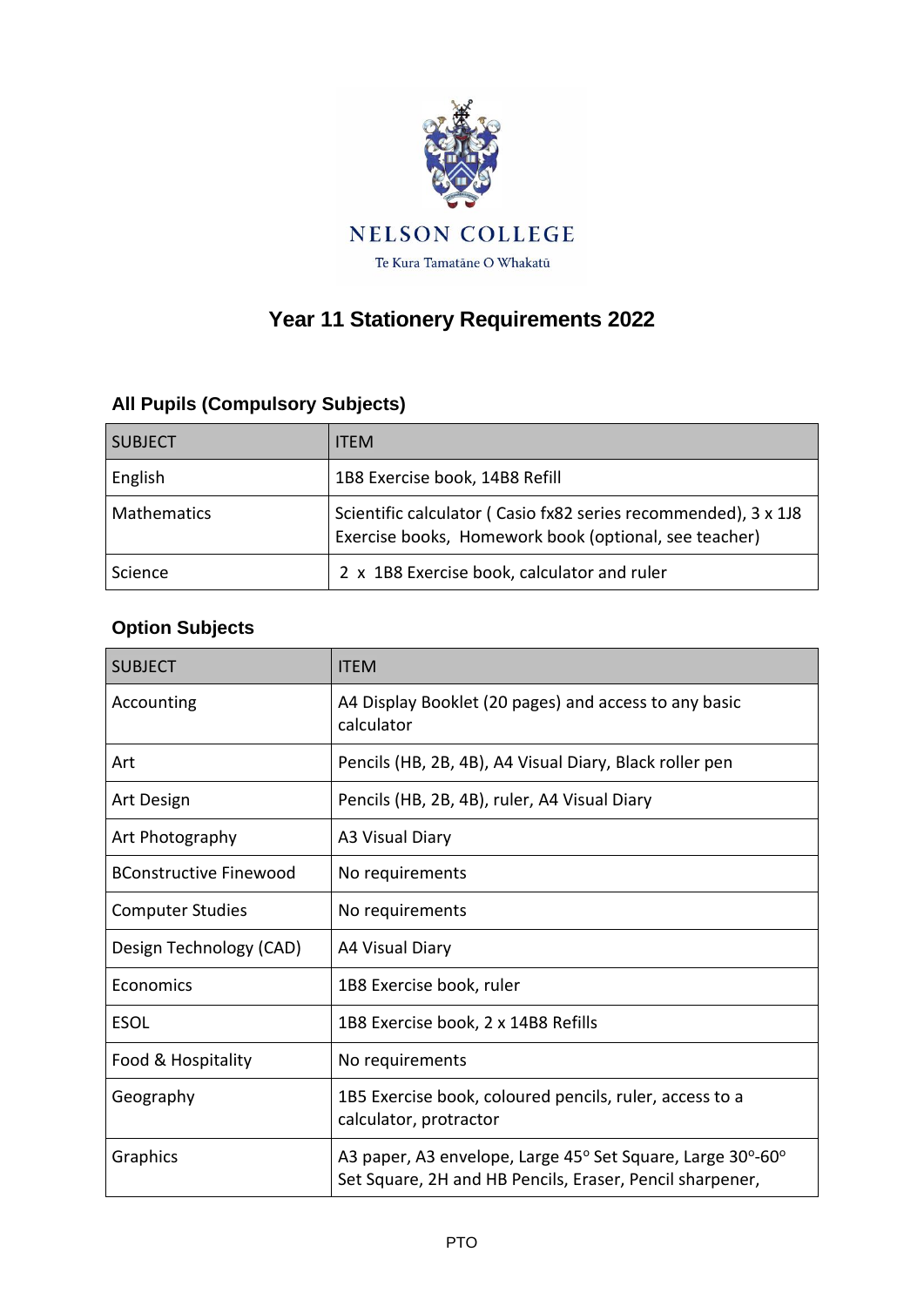NELSON COLLEGE

Te Kura Tamatāne O Whakatū

# Year 11 Stationery Requirements 2022

## All Pupils (Compulsory Subjects)

| SUBJECT | ITEM |
| --- | --- |
| English | 1B8 Exercise book, 14B8 Refill |
| Mathematics | Scientific calculator ( Casio fx82 series recommended), 3 x 1J8 Exercise books, Homework book (optional, see teacher) |
| Science | 2 x 1B8 Exercise book, calculator and ruler |

## Option Subjects

| SUBJECT | ITEM |
| --- | --- |
| Accounting | A4 Display Booklet (20 pages) and access to any basic calculator |
| Art | Pencils (HB, 2B, 4B), A4 Visual Diary, Black roller pen |
| Art Design | Pencils (HB, 2B, 4B), ruler, A4 Visual Diary |
| Art Photography | A3 Visual Diary |
| BConstructive Finewood | No requirements |
| Computer Studies | No requirements |
| Design Technology (CAD) | A4 Visual Diary |
| Economics | 1B8 Exercise book, ruler |
| ESOL | 1B8 Exercise book, 2 x 14B8 Refills |
| Food & Hospitality | No requirements |
| Geography | 1B5 Exercise book, coloured pencils, ruler, access to a calculator, protractor |
| Graphics | A3 paper, A3 envelope, Large 45° Set Square, Large 30°-60° Set Square, 2H and HB Pencils, Eraser, Pencil sharpener, |

PTO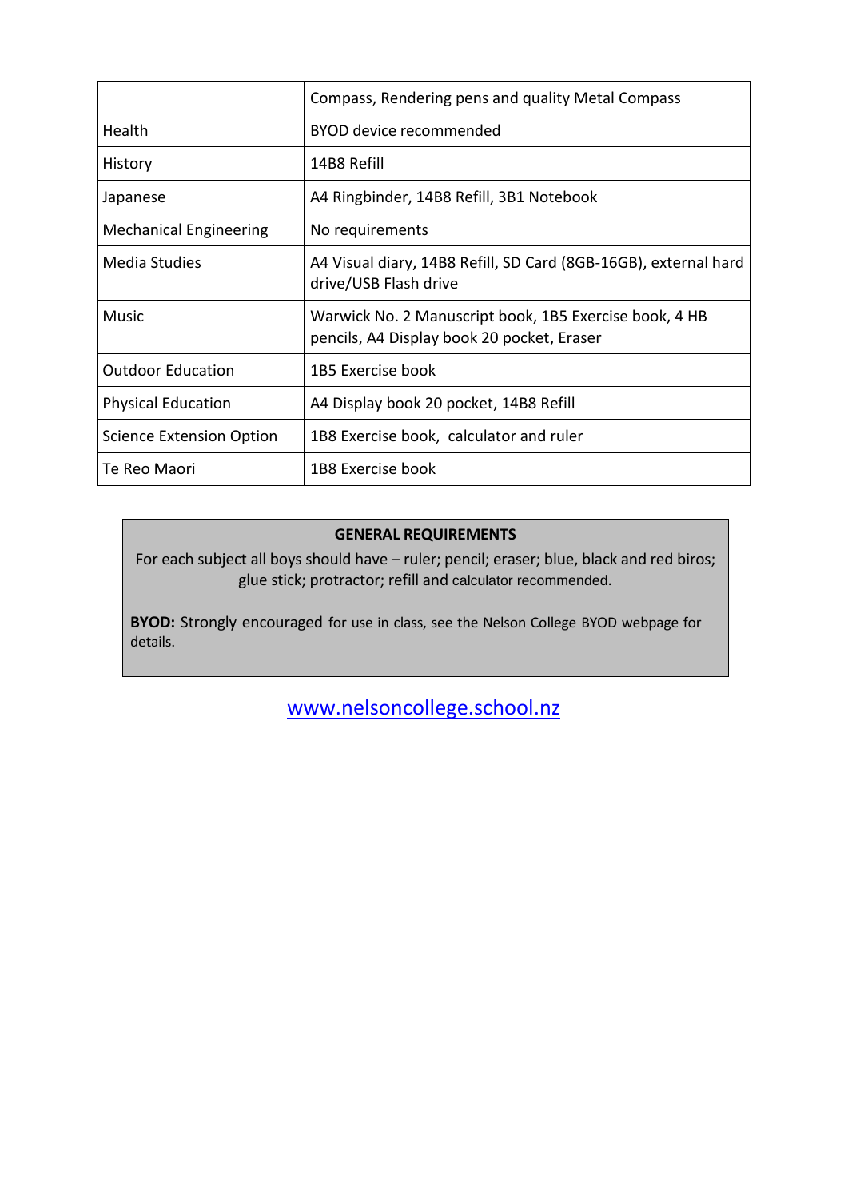| | |
|---|---|
| | Compass, Rendering pens and quality Metal Compass |
| Health | BYOD device recommended |
| History | 14B8 Refill |
| Japanese | A4 Ringbinder, 14B8 Refill, 3B1 Notebook |
| Mechanical Engineering | No requirements |
| Media Studies | A4 Visual diary, 14B8 Refill, SD Card (8GB-16GB), external hard drive/USB Flash drive |
| Music | Warwick No. 2 Manuscript book, 1B5 Exercise book, 4 HB pencils, A4 Display book 20 pocket, Eraser |
| Outdoor Education | 1B5 Exercise book |
| Physical Education | A4 Display book 20 pocket, 14B8 Refill |
| Science Extension Option | 1B8 Exercise book, calculator and ruler |
| Te Reo Maori | 1B8 Exercise book |

**GENERAL REQUIREMENTS**

For each subject all boys should have – ruler; pencil; eraser; blue, black and red biros; glue stick; protractor; refill and calculator recommended.

**BYOD:** Strongly encouraged for use in class, see the Nelson College BYOD webpage for details.

[www.nelsoncollege.school.nz](http://www.nelsoncollege.school.nz)